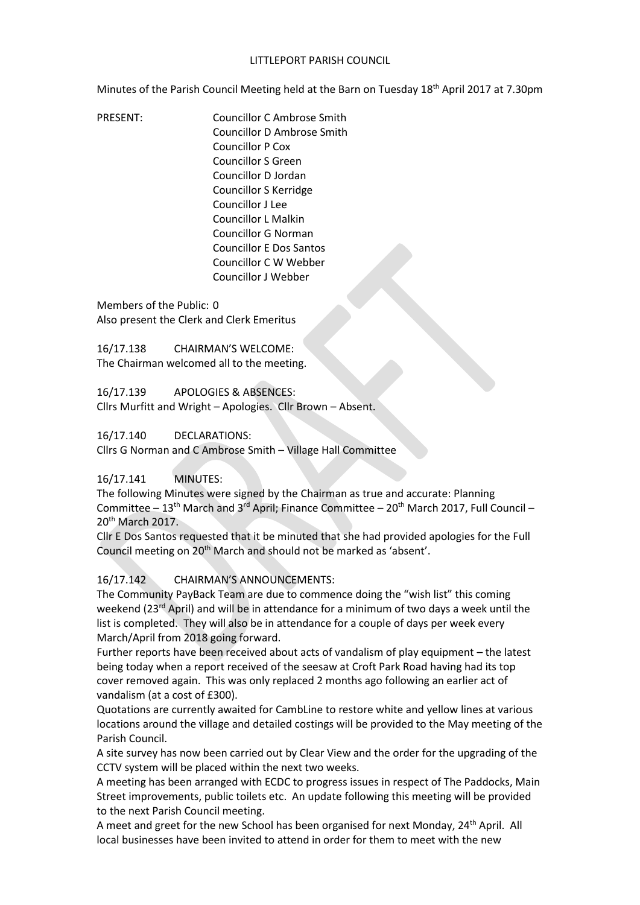LITTLEPORT PARISH COUNCIL

Minutes of the Parish Council Meeting held at the Barn on Tuesday 18th April 2017 at 7.30pm

PRESENT: Councillor C Ambrose Smith
Councillor D Ambrose Smith
Councillor P Cox
Councillor S Green
Councillor D Jordan
Councillor S Kerridge
Councillor J Lee
Councillor L Malkin
Councillor G Norman
Councillor E Dos Santos
Councillor C W Webber
Councillor J Webber

Members of the Public: 0
Also present the Clerk and Clerk Emeritus

16/17.138 CHAIRMAN'S WELCOME:
The Chairman welcomed all to the meeting.

16/17.139 APOLOGIES & ABSENCES:
Cllrs Murfitt and Wright – Apologies. Cllr Brown – Absent.

16/17.140 DECLARATIONS:
Cllrs G Norman and C Ambrose Smith – Village Hall Committee

16/17.141 MINUTES:
The following Minutes were signed by the Chairman as true and accurate: Planning Committee – 13th March and 3rd April; Finance Committee – 20th March 2017, Full Council – 20th March 2017.
Cllr E Dos Santos requested that it be minuted that she had provided apologies for the Full Council meeting on 20th March and should not be marked as 'absent'.

16/17.142 CHAIRMAN'S ANNOUNCEMENTS:
The Community PayBack Team are due to commence doing the "wish list" this coming weekend (23rd April) and will be in attendance for a minimum of two days a week until the list is completed. They will also be in attendance for a couple of days per week every March/April from 2018 going forward.
Further reports have been received about acts of vandalism of play equipment – the latest being today when a report received of the seesaw at Croft Park Road having had its top cover removed again. This was only replaced 2 months ago following an earlier act of vandalism (at a cost of £300).
Quotations are currently awaited for CambLine to restore white and yellow lines at various locations around the village and detailed costings will be provided to the May meeting of the Parish Council.
A site survey has now been carried out by Clear View and the order for the upgrading of the CCTV system will be placed within the next two weeks.
A meeting has been arranged with ECDC to progress issues in respect of The Paddocks, Main Street improvements, public toilets etc. An update following this meeting will be provided to the next Parish Council meeting.
A meet and greet for the new School has been organised for next Monday, 24th April. All local businesses have been invited to attend in order for them to meet with the new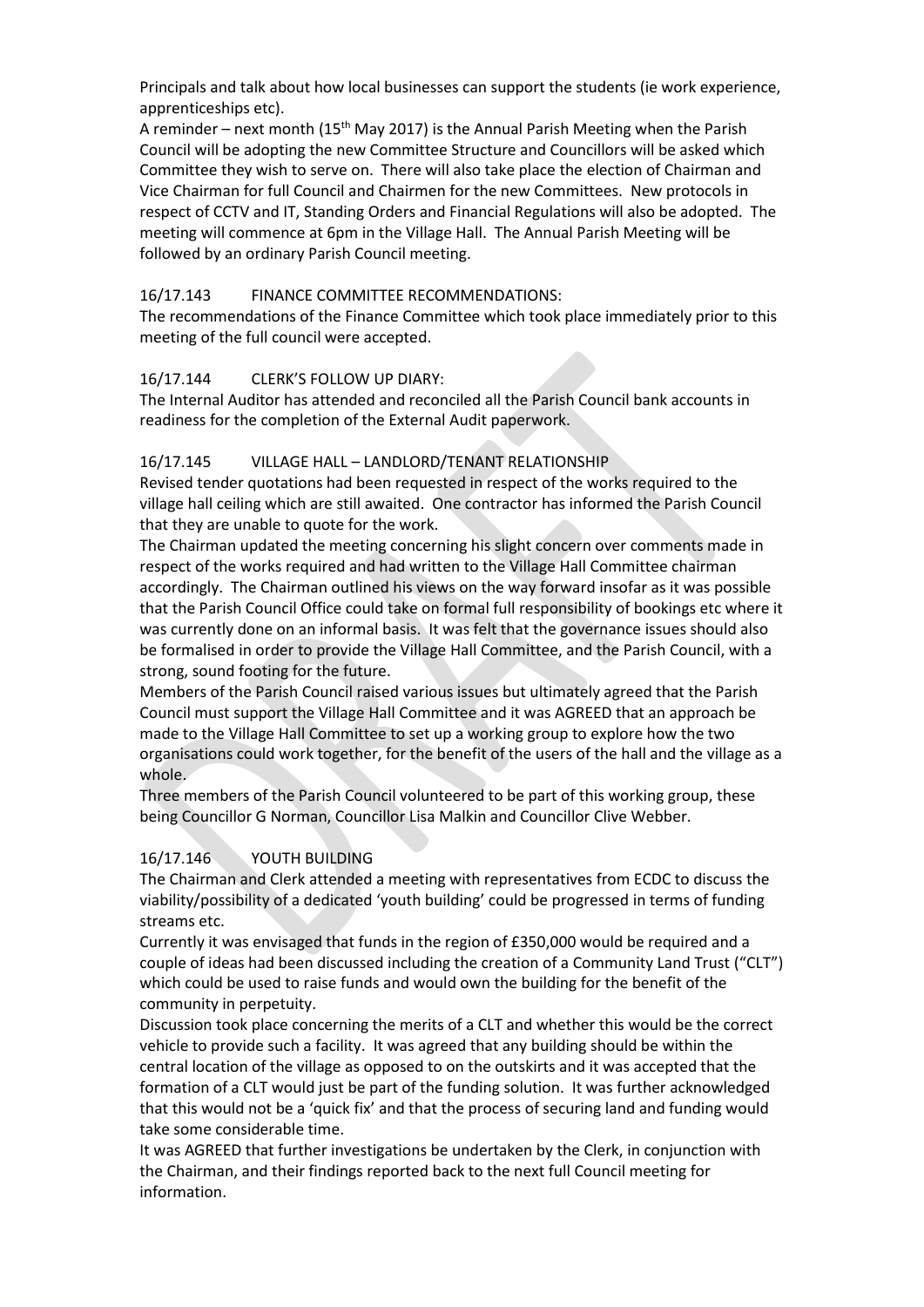Principals and talk about how local businesses can support the students (ie work experience, apprenticeships etc).

A reminder – next month (15th May 2017) is the Annual Parish Meeting when the Parish Council will be adopting the new Committee Structure and Councillors will be asked which Committee they wish to serve on. There will also take place the election of Chairman and Vice Chairman for full Council and Chairmen for the new Committees. New protocols in respect of CCTV and IT, Standing Orders and Financial Regulations will also be adopted. The meeting will commence at 6pm in the Village Hall. The Annual Parish Meeting will be followed by an ordinary Parish Council meeting.

16/17.143 FINANCE COMMITTEE RECOMMENDATIONS:

The recommendations of the Finance Committee which took place immediately prior to this meeting of the full council were accepted.

16/17.144 CLERK'S FOLLOW UP DIARY:

The Internal Auditor has attended and reconciled all the Parish Council bank accounts in readiness for the completion of the External Audit paperwork.

16/17.145 VILLAGE HALL – LANDLORD/TENANT RELATIONSHIP

Revised tender quotations had been requested in respect of the works required to the village hall ceiling which are still awaited. One contractor has informed the Parish Council that they are unable to quote for the work.

The Chairman updated the meeting concerning his slight concern over comments made in respect of the works required and had written to the Village Hall Committee chairman accordingly. The Chairman outlined his views on the way forward insofar as it was possible that the Parish Council Office could take on formal full responsibility of bookings etc where it was currently done on an informal basis. It was felt that the governance issues should also be formalised in order to provide the Village Hall Committee, and the Parish Council, with a strong, sound footing for the future.

Members of the Parish Council raised various issues but ultimately agreed that the Parish Council must support the Village Hall Committee and it was AGREED that an approach be made to the Village Hall Committee to set up a working group to explore how the two organisations could work together, for the benefit of the users of the hall and the village as a whole.

Three members of the Parish Council volunteered to be part of this working group, these being Councillor G Norman, Councillor Lisa Malkin and Councillor Clive Webber.

16/17.146 YOUTH BUILDING

The Chairman and Clerk attended a meeting with representatives from ECDC to discuss the viability/possibility of a dedicated 'youth building' could be progressed in terms of funding streams etc.

Currently it was envisaged that funds in the region of £350,000 would be required and a couple of ideas had been discussed including the creation of a Community Land Trust ("CLT") which could be used to raise funds and would own the building for the benefit of the community in perpetuity.

Discussion took place concerning the merits of a CLT and whether this would be the correct vehicle to provide such a facility. It was agreed that any building should be within the central location of the village as opposed to on the outskirts and it was accepted that the formation of a CLT would just be part of the funding solution. It was further acknowledged that this would not be a 'quick fix' and that the process of securing land and funding would take some considerable time.

It was AGREED that further investigations be undertaken by the Clerk, in conjunction with the Chairman, and their findings reported back to the next full Council meeting for information.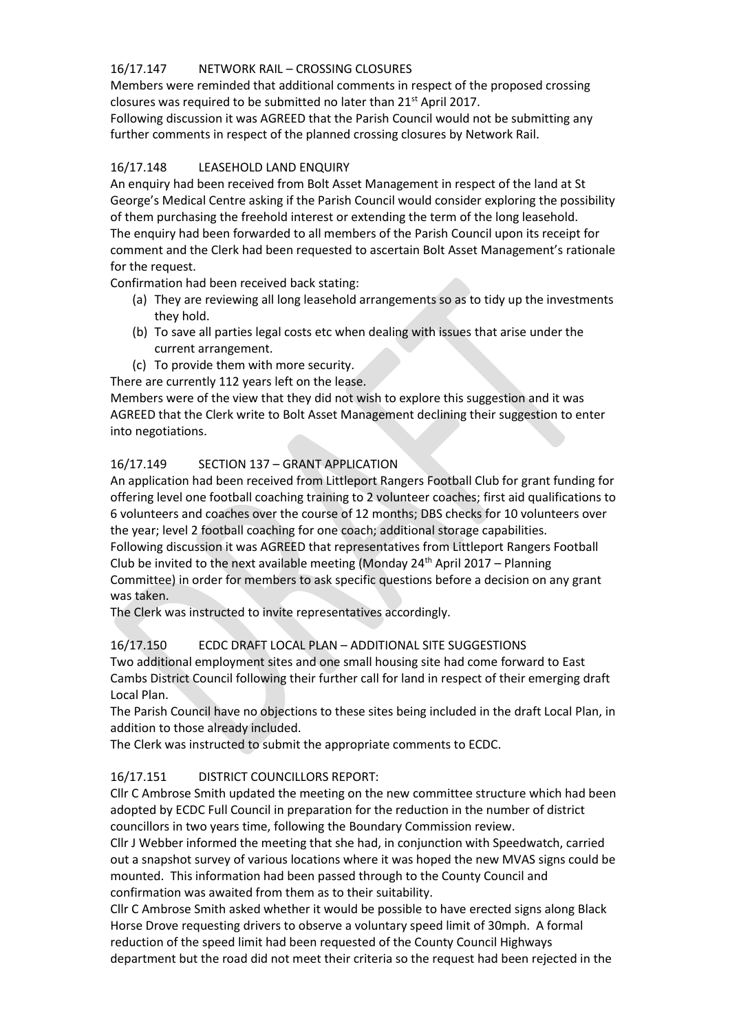### 16/17.147 NETWORK RAIL – CROSSING CLOSURES

Members were reminded that additional comments in respect of the proposed crossing closures was required to be submitted no later than 21st April 2017.

Following discussion it was AGREED that the Parish Council would not be submitting any further comments in respect of the planned crossing closures by Network Rail.

### 16/17.148 LEASEHOLD LAND ENQUIRY

An enquiry had been received from Bolt Asset Management in respect of the land at St George's Medical Centre asking if the Parish Council would consider exploring the possibility of them purchasing the freehold interest or extending the term of the long leasehold.

The enquiry had been forwarded to all members of the Parish Council upon its receipt for comment and the Clerk had been requested to ascertain Bolt Asset Management's rationale for the request.

Confirmation had been received back stating:

(a) They are reviewing all long leasehold arrangements so as to tidy up the investments they hold.
(b) To save all parties legal costs etc when dealing with issues that arise under the current arrangement.
(c) To provide them with more security.

There are currently 112 years left on the lease.

Members were of the view that they did not wish to explore this suggestion and it was AGREED that the Clerk write to Bolt Asset Management declining their suggestion to enter into negotiations.

### 16/17.149 SECTION 137 – GRANT APPLICATION

An application had been received from Littleport Rangers Football Club for grant funding for offering level one football coaching training to 2 volunteer coaches; first aid qualifications to 6 volunteers and coaches over the course of 12 months; DBS checks for 10 volunteers over the year; level 2 football coaching for one coach; additional storage capabilities.

Following discussion it was AGREED that representatives from Littleport Rangers Football Club be invited to the next available meeting (Monday 24th April 2017 – Planning Committee) in order for members to ask specific questions before a decision on any grant was taken.

The Clerk was instructed to invite representatives accordingly.

### 16/17.150 ECDC DRAFT LOCAL PLAN – ADDITIONAL SITE SUGGESTIONS

Two additional employment sites and one small housing site had come forward to East Cambs District Council following their further call for land in respect of their emerging draft Local Plan.

The Parish Council have no objections to these sites being included in the draft Local Plan, in addition to those already included.

The Clerk was instructed to submit the appropriate comments to ECDC.

### 16/17.151 DISTRICT COUNCILLORS REPORT:

Cllr C Ambrose Smith updated the meeting on the new committee structure which had been adopted by ECDC Full Council in preparation for the reduction in the number of district councillors in two years time, following the Boundary Commission review.

Cllr J Webber informed the meeting that she had, in conjunction with Speedwatch, carried out a snapshot survey of various locations where it was hoped the new MVAS signs could be mounted. This information had been passed through to the County Council and confirmation was awaited from them as to their suitability.

Cllr C Ambrose Smith asked whether it would be possible to have erected signs along Black Horse Drove requesting drivers to observe a voluntary speed limit of 30mph. A formal reduction of the speed limit had been requested of the County Council Highways department but the road did not meet their criteria so the request had been rejected in the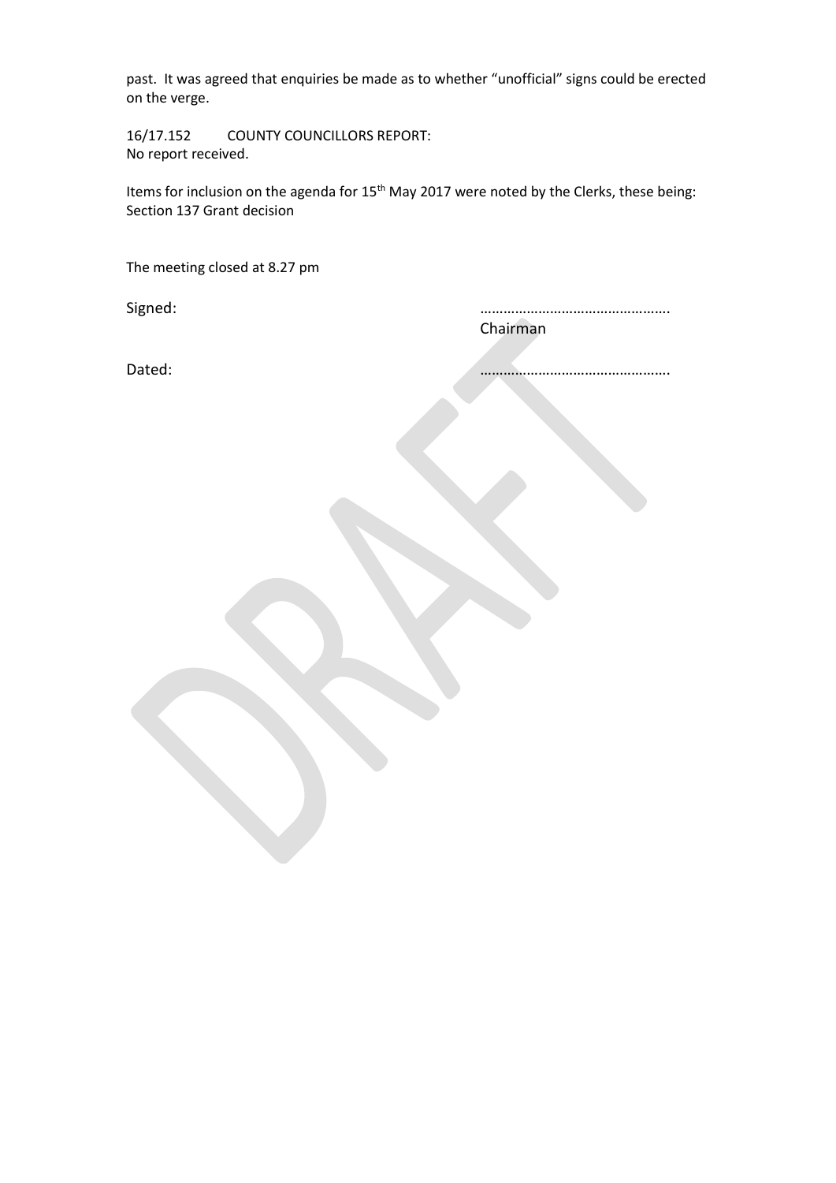past. It was agreed that enquiries be made as to whether "unofficial" signs could be erected on the verge.

16/17.152 COUNTY COUNCILLORS REPORT:
No report received.

Items for inclusion on the agenda for 15th May 2017 were noted by the Clerks, these being:
Section 137 Grant decision

The meeting closed at 8.27 pm

Signed: ………………………………………….
Chairman

Dated: ………………………………………….

DRAFT